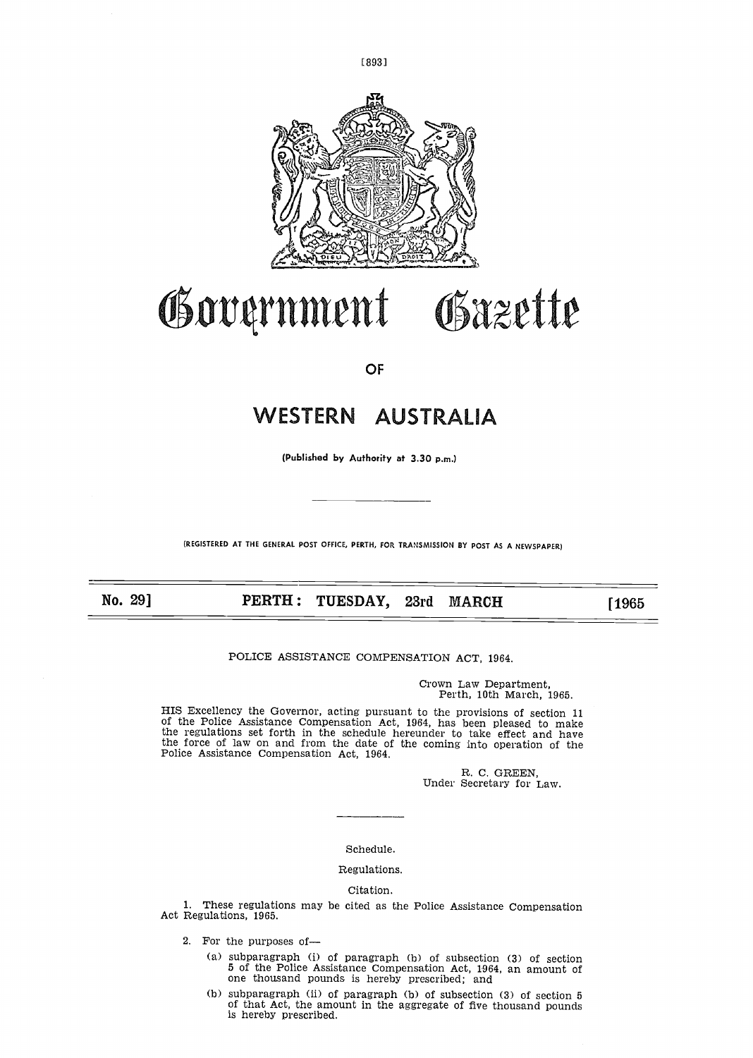# Government Gazette

## OF

# WESTERN AUSTRALIA

(Published by Authority at 3.30 p.m.)

(REGISTERED AT THE GENERAL POST OFFICE, PERTH, FOR TRANSMISSION BY POST AS A NEWSPAPER)

**No. 29] PERTH: TUESDAY, 23rd MARCH [1965**

POLICE ASSISTANCE COMPENSATION ACT, 1964.

Crown Law Department,
Perth, 10th March, 1965.

HIS Excellency the Governor, acting pursuant to the provisions of section 11 of the Police Assistance Compensation Act, 1964, has been pleased to make the regulations set forth in the schedule hereunder to take effect and have the force of law on and from the date of the coming into operation of the Police Assistance Compensation Act, 1964.

R. C. GREEN,
Under Secretary for Law.

Schedule.

Regulations.

Citation.

1. These regulations may be cited as the Police Assistance Compensation Act Regulations, 1965.

2. For the purposes of—

   (a) subparagraph (i) of paragraph (b) of subsection (3) of section 5 of the Police Assistance Compensation Act, 1964, an amount of one thousand pounds is hereby prescribed; and

   (b) subparagraph (ii) of paragraph (b) of subsection (3) of section 5 of that Act, the amount in the aggregate of five thousand pounds is hereby prescribed.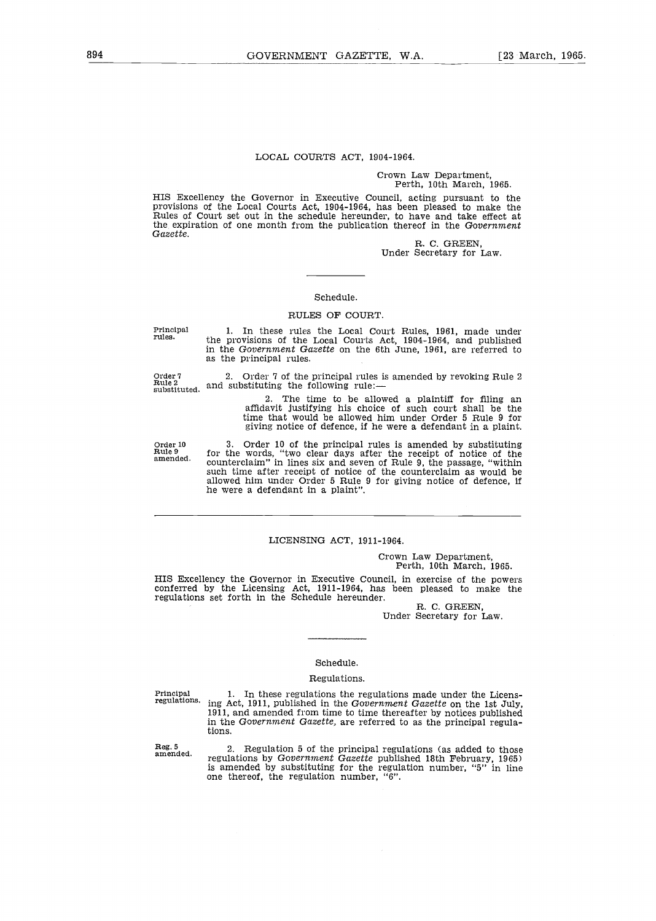## LOCAL COURTS ACT, 1904-1964.

Crown Law Department,
Perth, 10th March, 1965.

HIS Excellency the Governor in Executive Council, acting pursuant to the provisions of the Local Courts Act, 1904-1964, has been pleased to make the Rules of Court set out in the schedule hereunder, to have and take effect at the expiration of one month from the publication thereof in the *Government Gazette*.

R. C. GREEN,
Under Secretary for Law.

---

### Schedule.

### RULES OF COURT.

Principal rules.

1. In these rules the Local Court Rules, 1961, made under the provisions of the Local Courts Act, 1904-1964, and published in the *Government Gazette* on the 6th June, 1961, are referred to as the principal rules.

Order 7 Rule 2 substituted.

2. Order 7 of the principal rules is amended by revoking Rule 2 and substituting the following rule:—

> 2. The time to be allowed a plaintiff for filing an affidavit justifying his choice of such court shall be the time that would be allowed him under Order 5 Rule 9 for giving notice of defence, if he were a defendant in a plaint.

Order 10 Rule 9 amended.

3. Order 10 of the principal rules is amended by substituting for the words, "two clear days after the receipt of notice of the counterclaim" in lines six and seven of Rule 9, the passage, "within such time after receipt of notice of the counterclaim as would be allowed him under Order 5 Rule 9 for giving notice of defence, if he were a defendant in a plaint".

---

## LICENSING ACT, 1911-1964.

Crown Law Department,
Perth, 10th March, 1965.

HIS Excellency the Governor in Executive Council, in exercise of the powers conferred by the Licensing Act, 1911-1964, has been pleased to make the regulations set forth in the Schedule hereunder.

R. C. GREEN,
Under Secretary for Law.

---

### Schedule.

### Regulations.

Principal regulations.

1. In these regulations the regulations made under the Licensing Act, 1911, published in the *Government Gazette* on the 1st July, 1911, and amended from time to time thereafter by notices published in the *Government Gazette*, are referred to as the principal regulations.

Reg. 5 amended.

2. Regulation 5 of the principal regulations (as added to those regulations by *Government Gazette* published 18th February, 1965) is amended by substituting for the regulation number, "5" in line one thereof, the regulation number, "6".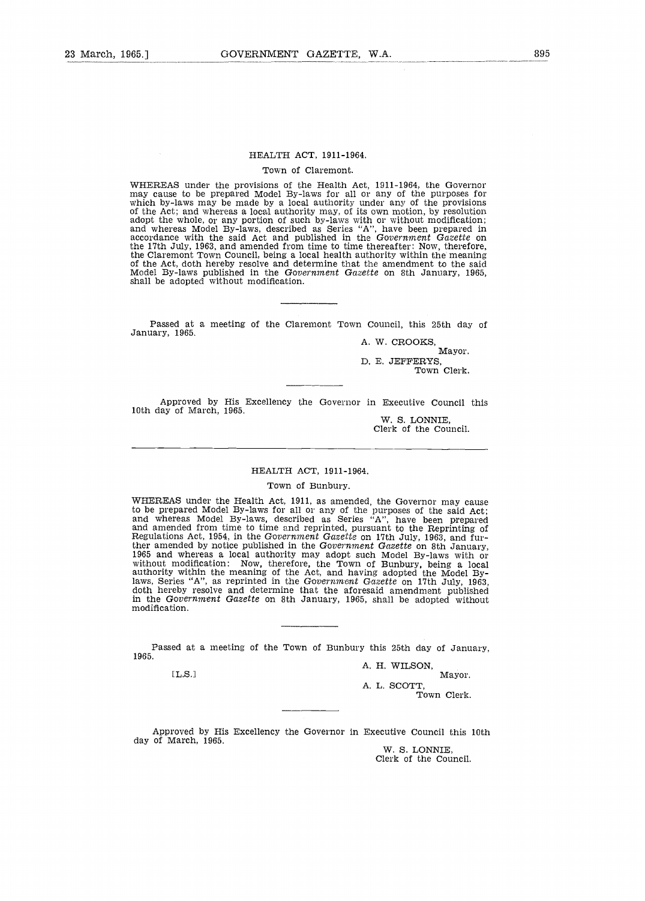## HEALTH ACT, 1911-1964.

### Town of Claremont.

WHEREAS under the provisions of the Health Act, 1911-1964, the Governor may cause to be prepared Model By-laws for all or any of the purposes for which by-laws may be made by a local authority under any of the provisions of the Act; and whereas a local authority may, of its own motion, by resolution adopt the whole, or any portion of such by-laws with or without modification; and whereas Model By-laws, described as Series "A", have been prepared in accordance with the said Act and published in the *Government Gazette* on the 17th July, 1963, and amended from time to time thereafter: Now, therefore, the Claremont Town Council, being a local health authority within the meaning of the Act, doth hereby resolve and determine that the amendment to the said Model By-laws published in the *Government Gazette* on 8th January, 1965, shall be adopted without modification.

---

Passed at a meeting of the Claremont Town Council, this 25th day of January, 1965.

A. W. CROOKS,
Mayor.

D. E. JEFFERYS,
Town Clerk.

---

Approved by His Excellency the Governor in Executive Council this 10th day of March, 1965.

W. S. LONNIE,
Clerk of the Council.

---

## HEALTH ACT, 1911-1964.

### Town of Bunbury.

WHEREAS under the Health Act, 1911, as amended, the Governor may cause to be prepared Model By-laws for all or any of the purposes of the said Act; and whereas Model By-laws, described as Series "A", have been prepared and amended from time to time and reprinted, pursuant to the Reprinting of Regulations Act, 1954, in the *Government Gazette* on 17th July, 1963, and further amended by notice published in the *Government Gazette* on 8th January, 1965 and whereas a local authority may adopt such Model By-laws with or without modification: Now, therefore, the Town of Bunbury, being a local authority within the meaning of the Act, and having adopted the Model By-laws, Series "A", as reprinted in the *Government Gazette* on 17th July, 1963, doth hereby resolve and determine that the aforesaid amendment published in the *Government Gazette* on 8th January, 1965, shall be adopted without modification.

---

Passed at a meeting of the Town of Bunbury this 25th day of January, 1965.

[L.S.]

A. H. WILSON,
Mayor.

A. L. SCOTT,
Town Clerk.

---

Approved by His Excellency the Governor in Executive Council this 10th day of March, 1965.

W. S. LONNIE,
Clerk of the Council.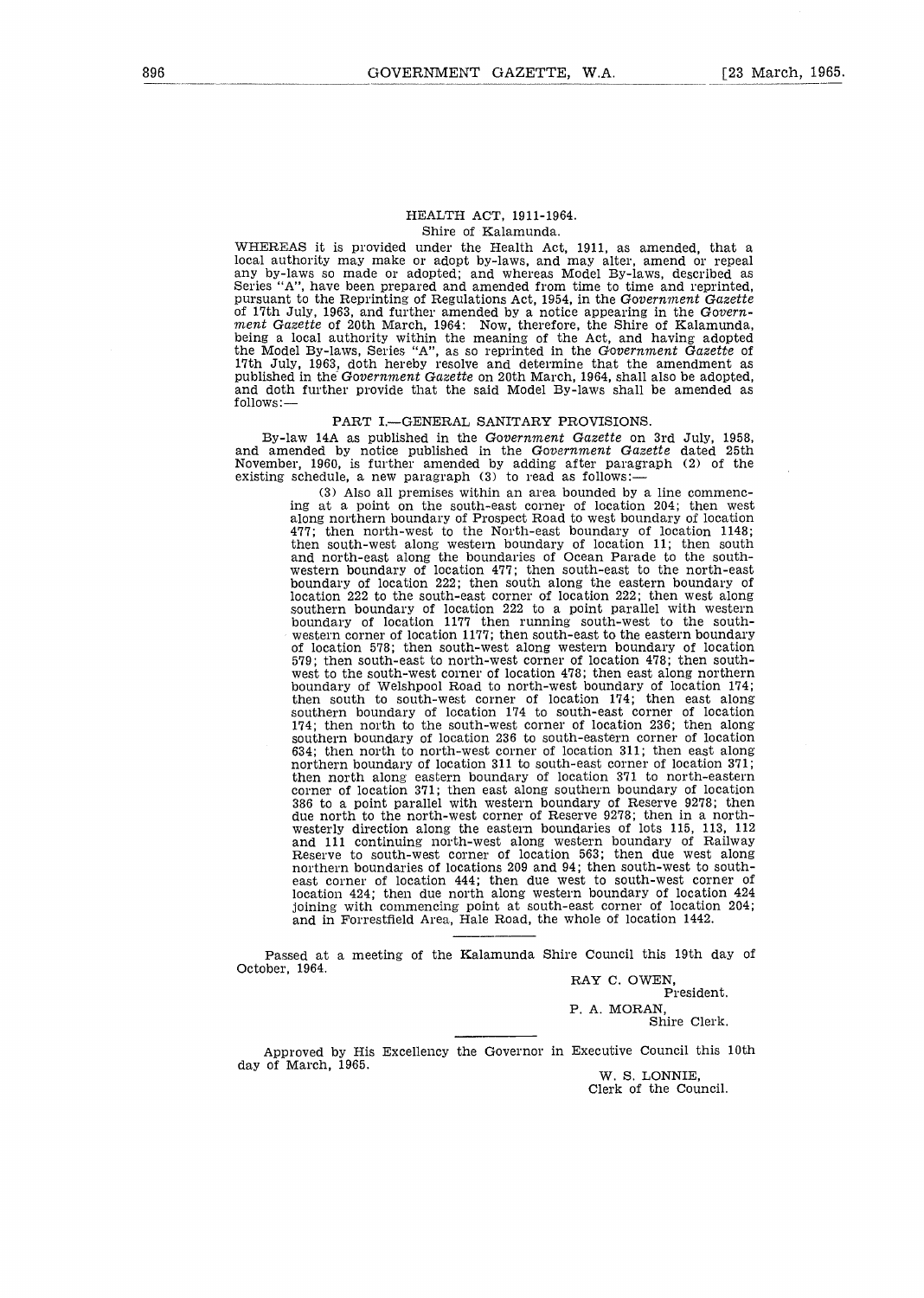## HEALTH ACT, 1911-1964.

### Shire of Kalamunda.

WHEREAS it is provided under the Health Act, 1911, as amended, that a local authority may make or adopt by-laws, and may alter, amend or repeal any by-laws so made or adopted; and whereas Model By-laws, described as Series "A", have been prepared and amended from time to time and reprinted, pursuant to the Reprinting of Regulations Act, 1954, in the *Government Gazette* of 17th July, 1963, and further amended by a notice appearing in the *Government Gazette* of 20th March, 1964: Now, therefore, the Shire of Kalamunda, being a local authority within the meaning of the Act, and having adopted the Model By-laws, Series "A", as so reprinted in the *Government Gazette* of 17th July, 1963, doth hereby resolve and determine that the amendment as published in the *Government Gazette* on 20th March, 1964, shall also be adopted, and doth further provide that the said Model By-laws shall be amended as follows:—

### PART I.—GENERAL SANITARY PROVISIONS.

By-law 14A as published in the *Government Gazette* on 3rd July, 1958, and amended by notice published in the *Government Gazette* dated 25th November, 1960, is further amended by adding after paragraph (2) of the existing schedule, a new paragraph (3) to read as follows:—

> (3) Also all premises within an area bounded by a line commencing at a point on the south-east corner of location 204; then west along northern boundary of Prospect Road to west boundary of location 477; then north-west to the North-east boundary of location 1148; then south-west along western boundary of location 11; then south and north-east along the boundaries of Ocean Parade to the south-western boundary of location 477; then south-east to the north-east boundary of location 222; then south along the eastern boundary of location 222 to the south-east corner of location 222; then west along southern boundary of location 222 to a point parallel with western boundary of location 1177 then running south-west to the south-western corner of location 1177; then south-east to the eastern boundary of location 578; then south-west along western boundary of location 579; then south-east to north-west corner of location 478; then south-west to the south-west corner of location 478; then east along northern boundary of Welshpool Road to north-west boundary of location 174; then south to south-west corner of location 174; then east along southern boundary of location 174 to south-east corner of location 174; then north to the south-west corner of location 236; then along southern boundary of location 236 to south-eastern corner of location 634; then north to north-west corner of location 311; then east along northern boundary of location 311 to south-east corner of location 371; then north along eastern boundary of location 371 to north-eastern corner of location 371; then east along southern boundary of location 386 to a point parallel with western boundary of Reserve 9278; then due north to the north-west corner of Reserve 9278; then in a north-westerly direction along the eastern boundaries of lots 115, 113, 112 and 111 continuing north-west along western boundary of Railway Reserve to south-west corner of location 563; then due west along northern boundaries of locations 209 and 94; then south-west to south-east corner of location 444; then due west to south-west corner of location 424; then due north along western boundary of location 424 joining with commencing point at south-east corner of location 204; and in Forrestfield Area, Hale Road, the whole of location 1442.

---

Passed at a meeting of the Kalamunda Shire Council this 19th day of October, 1964.

RAY C. OWEN,
President.

P. A. MORAN,
Shire Clerk.

---

Approved by His Excellency the Governor in Executive Council this 10th day of March, 1965.

W. S. LONNIE,
Clerk of the Council.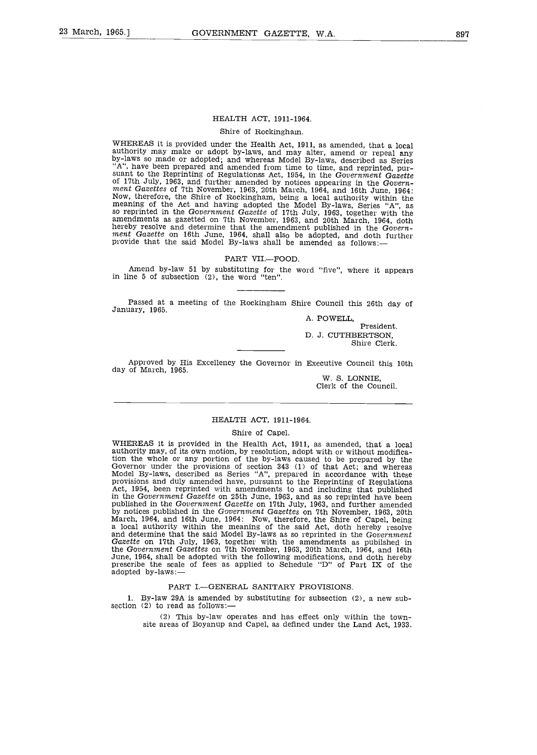## HEALTH ACT, 1911-1964.

### Shire of Rockingham.

WHEREAS it is provided under the Health Act, 1911, as amended, that a local authority may make or adopt by-laws, and may alter, amend or repeal any by-laws so made or adopted; and whereas Model By-laws, described as Series "A", have been prepared and amended from time to time, and reprinted, pursuant to the Reprinting of Regulationss Act, 1954, in the *Government Gazette* of 17th July, 1963, and further amended by notices appearing in the *Government Gazettes* of 7th November, 1963, 20th March, 1964, and 16th June, 1964: Now, therefore, the Shire of Rockingham, being a local authority within the meaning of the Act and having adopted the Model By-laws, Series "A", as so reprinted in the *Government Gazette* of 17th July, 1963, together with the amendments as gazetted on 7th November, 1963, and 20th March, 1964, doth hereby resolve and determine that the amendment published in the *Government Gazette* on 16th June, 1964, shall also be adopted, and doth further provide that the said Model By-laws shall be amended as follows:—

#### PART VII.—FOOD.

Amend by-law 51 by substituting for the word "five", where it appears in line 5 of subsection (2), the word "ten".

---

Passed at a meeting of the Rockingham Shire Council this 26th day of January, 1965.

A. POWELL,
President.

D. J. CUTHBERTSON,
Shire Clerk.

---

Approved by His Excellency the Governor in Executive Council this 10th day of March, 1965.

W. S. LONNIE,
Clerk of the Council.

---

## HEALTH ACT, 1911-1964.

### Shire of Capel.

WHEREAS it is provided in the Health Act, 1911, as amended, that a local authority may, of its own motion, by resolution, adopt with or without modification the whole or any portion of the by-laws caused to be prepared by the Governor under the provisions of section 343 (1) of that Act; and whereas Model By-laws, described as Series "A", prepared in accordance with these provisions and duly amended have, pursuant to the Reprinting of Regulations Act, 1954, been reprinted with amendments to and including that published in the *Government Gazette* on 25th June, 1963, and as so reprinted have been published in the *Government Gazette* on 17th July, 1963, and further amended by notices published in the *Government Gazettes* on 7th November, 1963, 20th March, 1964, and 16th June, 1964: Now, therefore, the Shire of Capel, being a local authority within the meaning of the said Act, doth hereby resolve and determine that the said Model By-laws as so reprinted in the *Government Gazette* on 17th July, 1963, together with the amendments as pubilshed in the *Government Gazettes* on 7th November, 1963, 20th March, 1964, and 16th June, 1964, shall be adopted with the following modifications, and doth hereby prescribe the scale of fees as applied to Schedule "D" of Part IX of the adopted by-laws:—

#### PART I.—GENERAL SANITARY PROVISIONS.

1. By-law 29A is amended by substituting for subsection (2), a new subsection (2) to read as follows:—

(2) This by-law operates and has effect only within the townsite areas of Boyanup and Capel, as defined under the Land Act, 1933.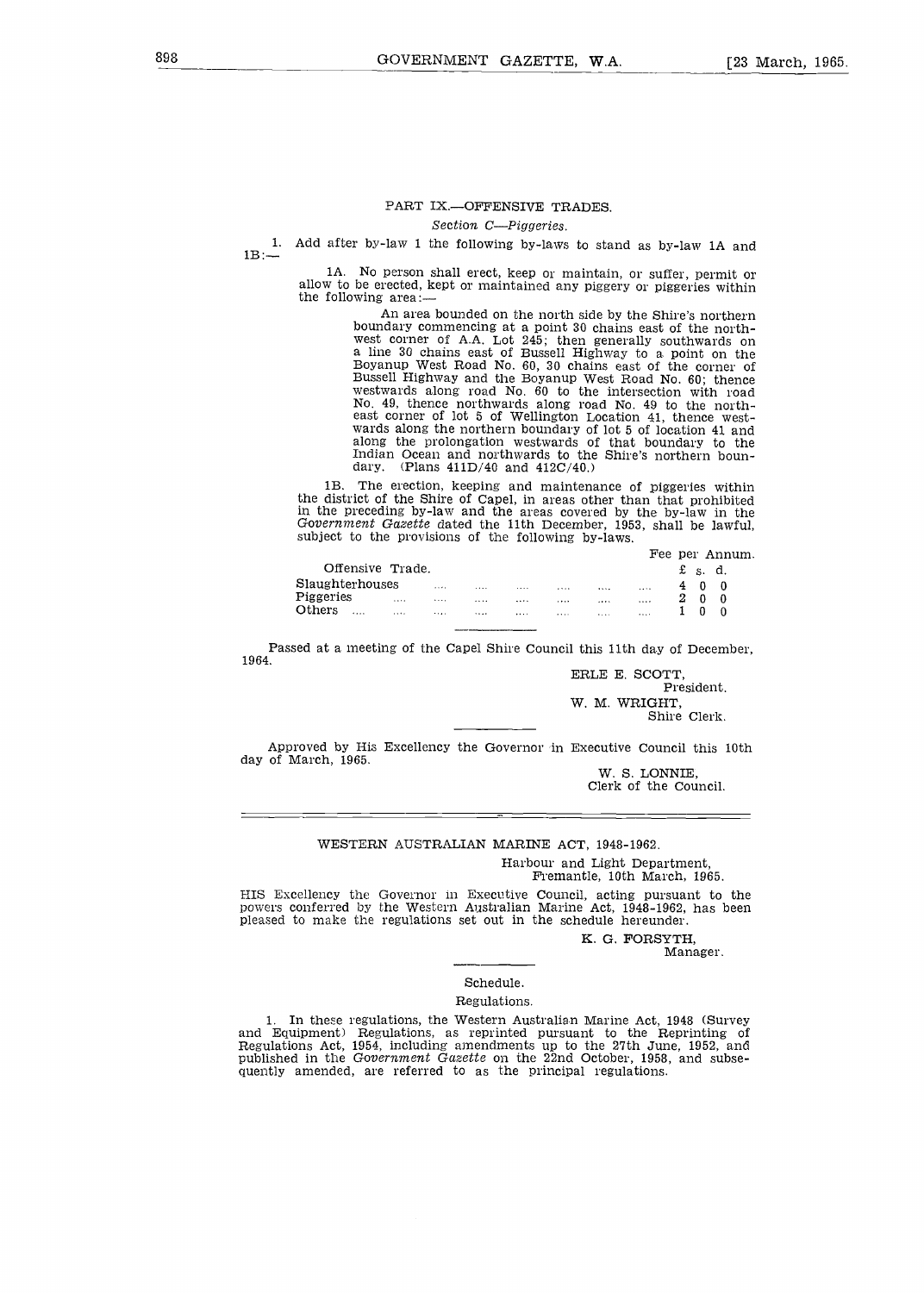PART IX.—OFFENSIVE TRADES.

*Section C—Piggeries.*

1. Add after by-law 1 the following by-laws to stand as by-law 1A and 1B:—

1A. No person shall erect, keep or maintain, or suffer, permit or allow to be erected, kept or maintained any piggery or piggeries within the following area:—

An area bounded on the north side by the Shire's northern boundary commencing at a point 30 chains east of the north-west corner of A.A. Lot 245; then generally southwards on a line 30 chains east of Bussell Highway to a point on the Boyanup West Road No. 60, 30 chains east of the corner of Bussell Highway and the Boyanup West Road No. 60; thence westwards along road No. 60 to the intersection with road No. 49, thence northwards along road No. 49 to the north-east corner of lot 5 of Wellington Location 41, thence westwards along the northern boundary of lot 5 of location 41 and along the prolongation westwards of that boundary to the Indian Ocean and northwards to the Shire's northern boundary. (Plans 411D/40 and 412C/40.)

1B. The erection, keeping and maintenance of piggeries within the district of the Shire of Capel, in areas other than that prohibited in the preceding by-law and the areas covered by the by-law in the *Government Gazette* dated the 11th December, 1953, shall be lawful, subject to the provisions of the following by-laws.

| Offensive Trade. | Fee per Annum. £ s. d. |
|---|---|
| Slaughterhouses | 4 0 0 |
| Piggeries | 2 0 0 |
| Others | 1 0 0 |

Passed at a meeting of the Capel Shire Council this 11th day of December, 1964.

ERLE E. SCOTT,
President.

W. M. WRIGHT,
Shire Clerk.

Approved by His Excellency the Governor in Executive Council this 10th day of March, 1965.

W. S. LONNIE,
Clerk of the Council.

---

WESTERN AUSTRALIAN MARINE ACT, 1948-1962.

Harbour and Light Department,
Fremantle, 10th March, 1965.

HIS Excellency the Governor in Executive Council, acting pursuant to the powers conferred by the Western Australian Marine Act, 1948-1962, has been pleased to make the regulations set out in the schedule hereunder.

K. G. FORSYTH,
Manager.

Schedule.

Regulations.

1. In these regulations, the Western Australian Marine Act, 1948 (Survey and Equipment) Regulations, as reprinted pursuant to the Reprinting of Regulations Act, 1954, including amendments up to the 27th June, 1952, and published in the *Government Gazette* on the 22nd October, 1958, and subsequently amended, are referred to as the principal regulations.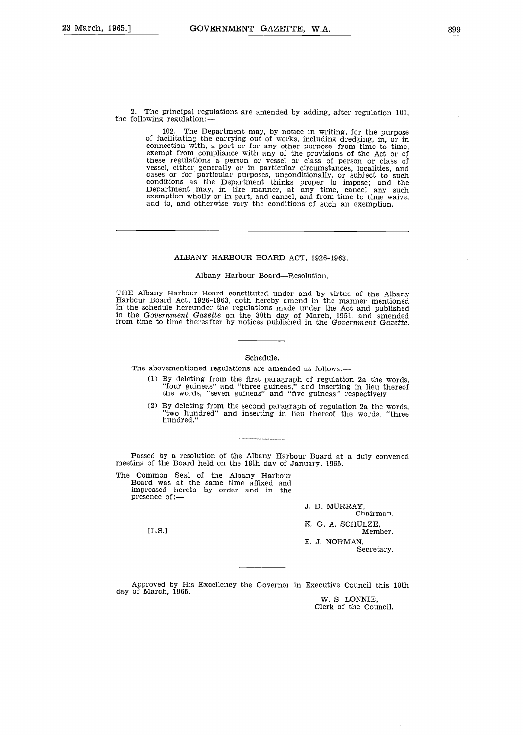2. The principal regulations are amended by adding, after regulation 101, the following regulation:—

> 102. The Department may, by notice in writing, for the purpose of facilitating the carrying out of works, including dredging, in, or in connection with, a port or for any other purpose, from time to time, exempt from compliance with any of the provisions of the Act or of these regulations a person or vessel or class of person or class of vessel, either generally or in particular circumstances, localities, and cases or for particular purposes, unconditionally, or subject to such conditions as the Department thinks proper to impose; and the Department may, in like manner, at any time, cancel any such exemption wholly or in part, and cancel, and from time to time waive, add to, and otherwise vary the conditions of such an exemption.

---

## ALBANY HARBOUR BOARD ACT, 1926-1963.

### Albany Harbour Board—Resolution.

THE Albany Harbour Board constituted under and by virtue of the Albany Harbour Board Act, 1926-1963, doth hereby amend in the manner mentioned in the schedule hereunder the regulations made under the Act and published in the *Government Gazette* on the 30th day of March, 1951, and amended from time to time thereafter by notices published in the *Government Gazette*.

---

### Schedule.

The abovementioned regulations are amended as follows:—

(1) By deleting from the first paragraph of regulation 2a the words, "four guineas" and "three guineas," and inserting in lieu thereof the words, "seven guineas" and "five guineas" respectively.

(2) By deleting from the second paragraph of regulation 2a the words, "two hundred" and inserting in lieu thereof the words, "three hundred."

---

Passed by a resolution of the Albany Harbour Board at a duly convened meeting of the Board held on the 18th day of January, 1965.

The Common Seal of the Albany Harbour Board was at the same time affixed and impressed hereto by order and in the presence of:—

[L.S.]

J. D. MURRAY,
Chairman.

K. G. A. SCHULZE,
Member.

E. J. NORMAN,
Secretary.

---

Approved by His Excellency the Governor in Executive Council this 10th day of March, 1965.

W. S. LONNIE,
Clerk of the Council.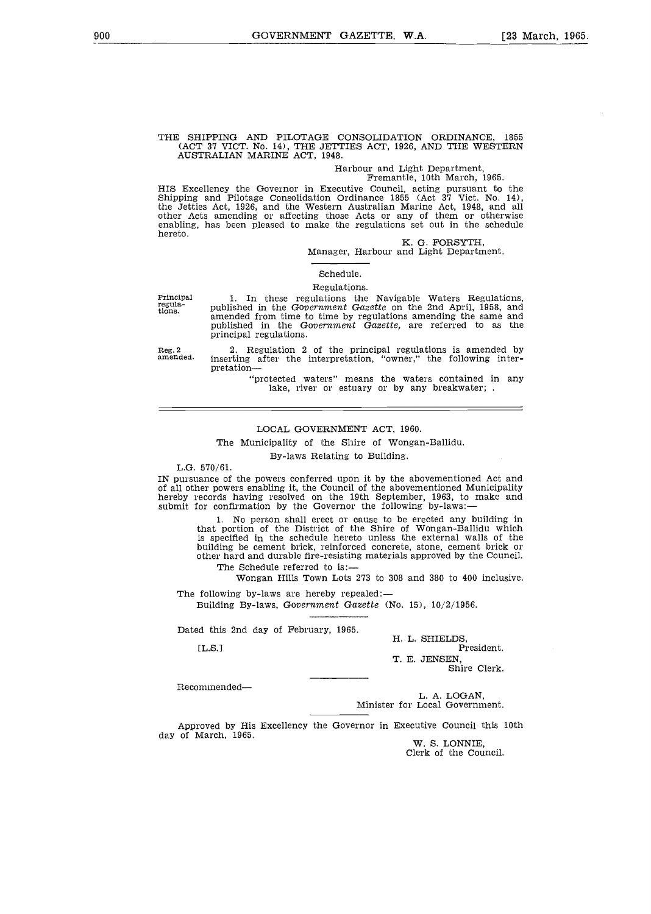THE SHIPPING AND PILOTAGE CONSOLIDATION ORDINANCE, 1855 (ACT 37 VICT. No. 14), THE JETTIES ACT, 1926, AND THE WESTERN AUSTRALIAN MARINE ACT, 1948.

Harbour and Light Department,
Fremantle, 10th March, 1965.

HIS Excellency the Governor in Executive Council, acting pursuant to the Shipping and Pilotage Consolidation Ordinance 1855 (Act 37 Vict. No. 14), the Jetties Act, 1926, and the Western Australian Marine Act, 1948, and all other Acts amending or affecting those Acts or any of them or otherwise enabling, has been pleased to make the regulations set out in the schedule hereto.

K. G. FORSYTH,
Manager, Harbour and Light Department.

Schedule.

Regulations.

Principal regulations.

1. In these regulations the Navigable Waters Regulations, published in the *Government Gazette* on the 2nd April, 1958, and amended from time to time by regulations amending the same and published in the *Government Gazette*, are referred to as the principal regulations.

Reg. 2 amended.

2. Regulation 2 of the principal regulations is amended by inserting after the interpretation, "owner," the following interpretation—

"protected waters" means the waters contained in any lake, river or estuary or by any breakwater; .

---

LOCAL GOVERNMENT ACT, 1960.

The Municipality of the Shire of Wongan-Ballidu.

By-laws Relating to Building.

L.G. 570/61.

IN pursuance of the powers conferred upon it by the abovementioned Act and of all other powers enabling it, the Council of the abovementioned Municipality hereby records having resolved on the 19th September, 1963, to make and submit for confirmation by the Governor the following by-laws:—

1. No person shall erect or cause to be erected any building in that portion of the District of the Shire of Wongan-Ballidu which is specified in the schedule hereto unless the external walls of the building be cement brick, reinforced concrete, stone, cement brick or other hard and durable fire-resisting materials approved by the Council.

The Schedule referred to is:—

Wongan Hills Town Lots 273 to 308 and 380 to 400 inclusive.

The following by-laws are hereby repealed:—

Building By-laws, *Government Gazette* (No. 15), 10/2/1956.

Dated this 2nd day of February, 1965.

[L.S.]

H. L. SHIELDS,
President.

T. E. JENSEN,
Shire Clerk.

Recommended—

L. A. LOGAN,
Minister for Local Government.

Approved by His Excellency the Governor in Executive Council this 10th day of March, 1965.

W. S. LONNIE,
Clerk of the Council.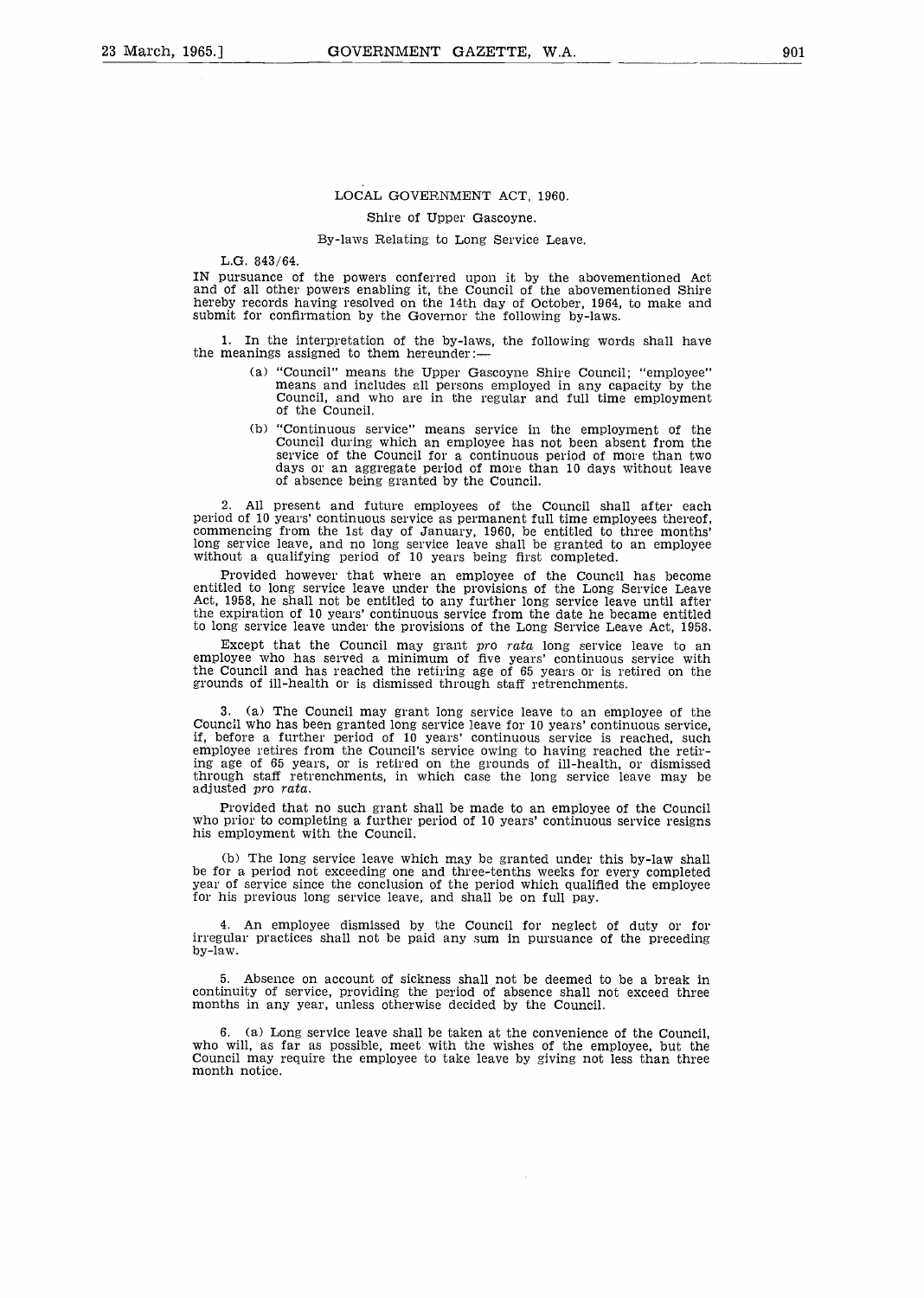LOCAL GOVERNMENT ACT, 1960.

Shire of Upper Gascoyne.

By-laws Relating to Long Service Leave.

L.G. 843/64.

IN pursuance of the powers conferred upon it by the abovementioned Act and of all other powers enabling it, the Council of the abovementioned Shire hereby records having resolved on the 14th day of October, 1964, to make and submit for confirmation by the Governor the following by-laws.

1. In the interpretation of the by-laws, the following words shall have the meanings assigned to them hereunder:—

(a) "Council" means the Upper Gascoyne Shire Council; "employee" means and includes all persons employed in any capacity by the Council, and who are in the regular and full time employment of the Council.

(b) "Continuous service" means service in the employment of the Council during which an employee has not been absent from the service of the Council for a continuous period of more than two days or an aggregate period of more than 10 days without leave of absence being granted by the Council.

2. All present and future employees of the Council shall after each period of 10 years' continuous service as permanent full time employees thereof, commencing from the 1st day of January, 1960, be entitled to three months' long service leave, and no long service leave shall be granted to an employee without a qualifying period of 10 years being first completed.

Provided however that where an employee of the Council has become entitled to long service leave under the provisions of the Long Service Leave Act, 1958, he shall not be entitled to any further long service leave until after the expiration of 10 years' continuous service from the date he became entitled to long service leave under the provisions of the Long Service Leave Act, 1958.

Except that the Council may grant *pro rata* long service leave to an employee who has served a minimum of five years' continuous service with the Council and has reached the retiring age of 65 years or is retired on the grounds of ill-health or is dismissed through staff retrenchments.

3. (a) The Council may grant long service leave to an employee of the Council who has been granted long service leave for 10 years' continuous service, if, before a further period of 10 years' continuous service is reached, such employee retires from the Council's service owing to having reached the retiring age of 65 years, or is retired on the grounds of ill-health, or dismissed through staff retrenchments, in which case the long service leave may be adjusted *pro rata*.

Provided that no such grant shall be made to an employee of the Council who prior to completing a further period of 10 years' continuous service resigns his employment with the Council.

(b) The long service leave which may be granted under this by-law shall be for a period not exceeding one and three-tenths weeks for every completed year of service since the conclusion of the period which qualified the employee for his previous long service leave, and shall be on full pay.

4. An employee dismissed by the Council for neglect of duty or for irregular practices shall not be paid any sum in pursuance of the preceding by-law.

5. Absence on account of sickness shall not be deemed to be a break in continuity of service, providing the period of absence shall not exceed three months in any year, unless otherwise decided by the Council.

6. (a) Long service leave shall be taken at the convenience of the Council, who will, as far as possible, meet with the wishes of the employee, but the Council may require the employee to take leave by giving not less than three month notice.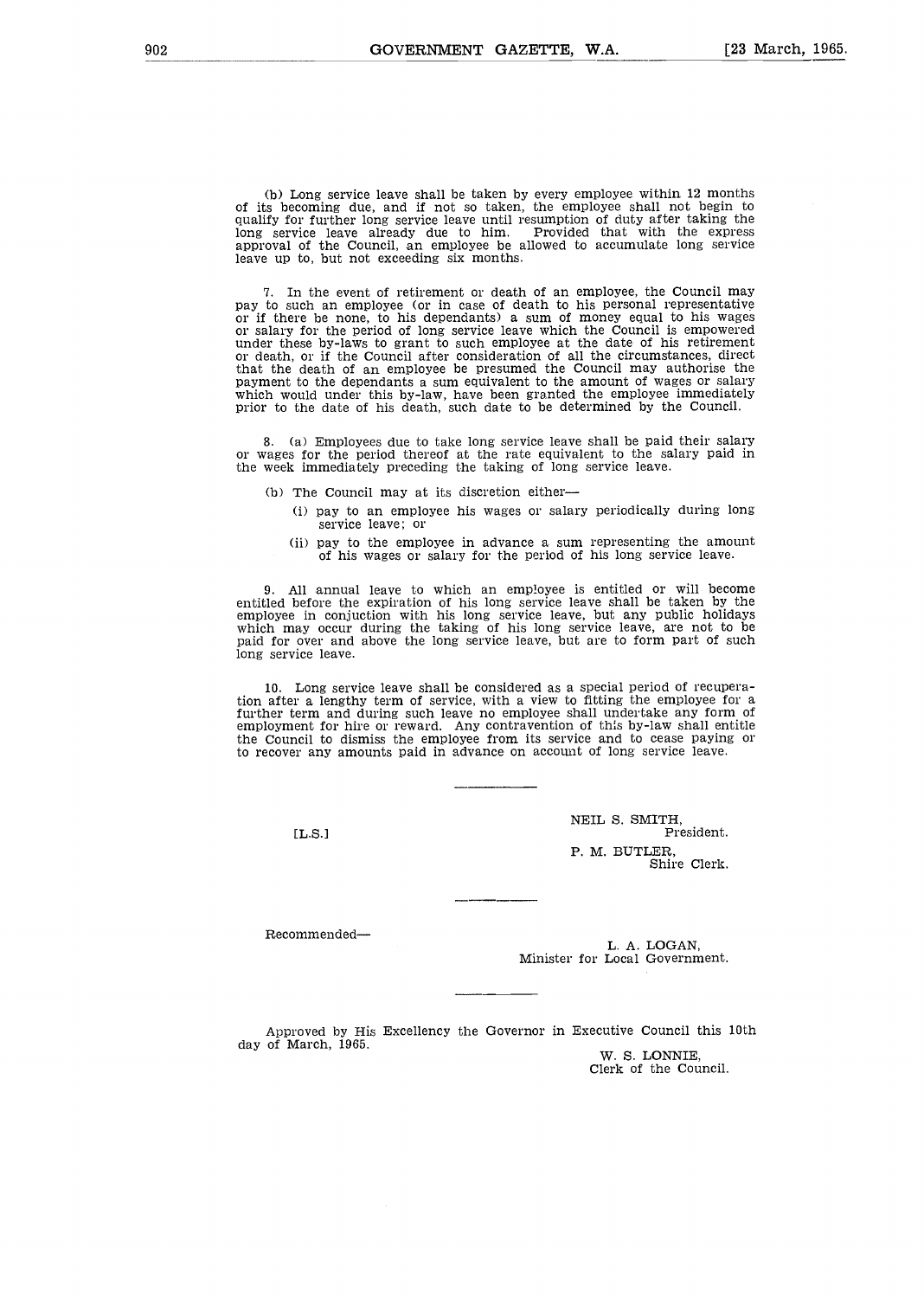(b) Long service leave shall be taken by every employee within 12 months of its becoming due, and if not so taken, the employee shall not begin to qualify for further long service leave until resumption of duty after taking the long service leave already due to him. Provided that with the express approval of the Council, an employee be allowed to accumulate long service leave up to, but not exceeding six months.

7. In the event of retirement or death of an employee, the Council may pay to such an employee (or in case of death to his personal representative or if there be none, to his dependants) a sum of money equal to his wages or salary for the period of long service leave which the Council is empowered under these by-laws to grant to such employee at the date of his retirement or death, or if the Council after consideration of all the circumstances, direct that the death of an employee be presumed the Council may authorise the payment to the dependants a sum equivalent to the amount of wages or salary which would under this by-law, have been granted the employee immediately prior to the date of his death, such date to be determined by the Council.

8. (a) Employees due to take long service leave shall be paid their salary or wages for the period thereof at the rate equivalent to the salary paid in the week immediately preceding the taking of long service leave.

(b) The Council may at its discretion either—

(i) pay to an employee his wages or salary periodically during long service leave; or

(ii) pay to the employee in advance a sum representing the amount of his wages or salary for the period of his long service leave.

9. All annual leave to which an employee is entitled or will become entitled before the expiration of his long service leave shall be taken by the employee in conjuction with his long service leave, but any public holidays which may occur during the taking of his long service leave, are not to be paid for over and above the long service leave, but are to form part of such long service leave.

10. Long service leave shall be considered as a special period of recuperation after a lengthy term of service, with a view to fitting the employee for a further term and during such leave no employee shall undertake any form of employment for hire or reward. Any contravention of this by-law shall entitle the Council to dismiss the employee from its service and to cease paying or to recover any amounts paid in advance on account of long service leave.

---

[L.S.]

NEIL S. SMITH,
President.

P. M. BUTLER,
Shire Clerk.

---

Recommended—

L. A. LOGAN,
Minister for Local Government.

---

Approved by His Excellency the Governor in Executive Council this 10th day of March, 1965.

W. S. LONNIE,
Clerk of the Council.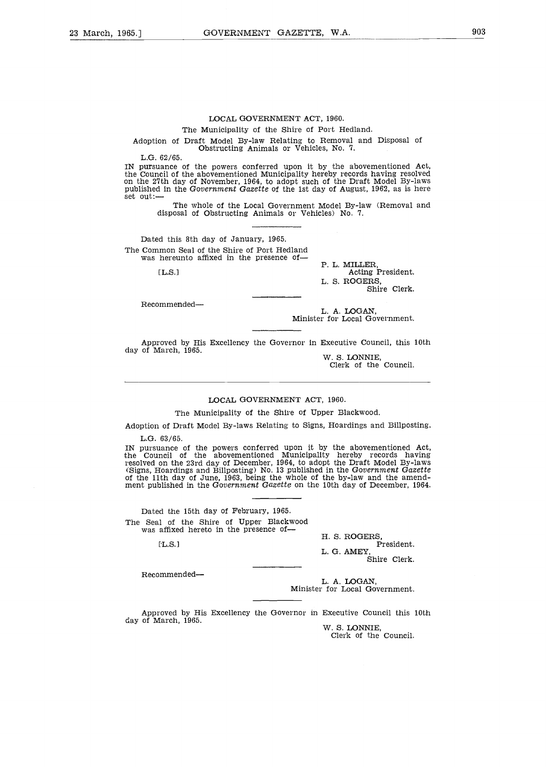LOCAL GOVERNMENT ACT, 1960.

The Municipality of the Shire of Port Hedland.

Adoption of Draft Model By-law Relating to Removal and Disposal of Obstructing Animals or Vehicles, No. 7.

L.G. 62/65.

IN pursuance of the powers conferred upon it by the abovementioned Act, the Council of the abovementioned Municipality hereby records having resolved on the 27th day of November, 1964, to adopt such of the Draft Model By-laws published in the *Government Gazette* of the 1st day of August, 1962, as is here set out:—

The whole of the Local Government Model By-law (Removal and disposal of Obstructing Animals or Vehicles) No. 7.

Dated this 8th day of January, 1965.

The Common Seal of the Shire of Port Hedland was hereunto affixed in the presence of—

[L.S.]

P. L. MILLER,
Acting President.

L. S. ROGERS,
Shire Clerk.

Recommended—

L. A. LOGAN,
Minister for Local Government.

Approved by His Excellency the Governor in Executive Council, this 10th day of March, 1965.

W. S. LONNIE,
Clerk of the Council.

---

LOCAL GOVERNMENT ACT, 1960.

The Municipality of the Shire of Upper Blackwood.

Adoption of Draft Model By-laws Relating to Signs, Hoardings and Billposting.

L.G. 63/65.

IN pursuance of the powers conferred upon it by the abovementioned Act, the Council of the abovementioned Municipality hereby records having resolved on the 23rd day of December, 1964, to adopt the Draft Model By-laws (Signs, Hoardings and Billposting) No. 13 published in the *Government Gazette* of the 11th day of June, 1963, being the whole of the by-law and the amendment published in the *Government Gazette* on the 10th day of December, 1964.

Dated the 15th day of February, 1965.

The Seal of the Shire of Upper Blackwood was affixed hereto in the presence of—

[L.S.]

H. S. ROGERS,
President.

L. G. AMEY,
Shire Clerk.

Recommended—

L. A. LOGAN,
Minister for Local Government.

Approved by His Excellency the Governor in Executive Council this 10th day of March, 1965.

W. S. LONNIE,
Clerk of the Council.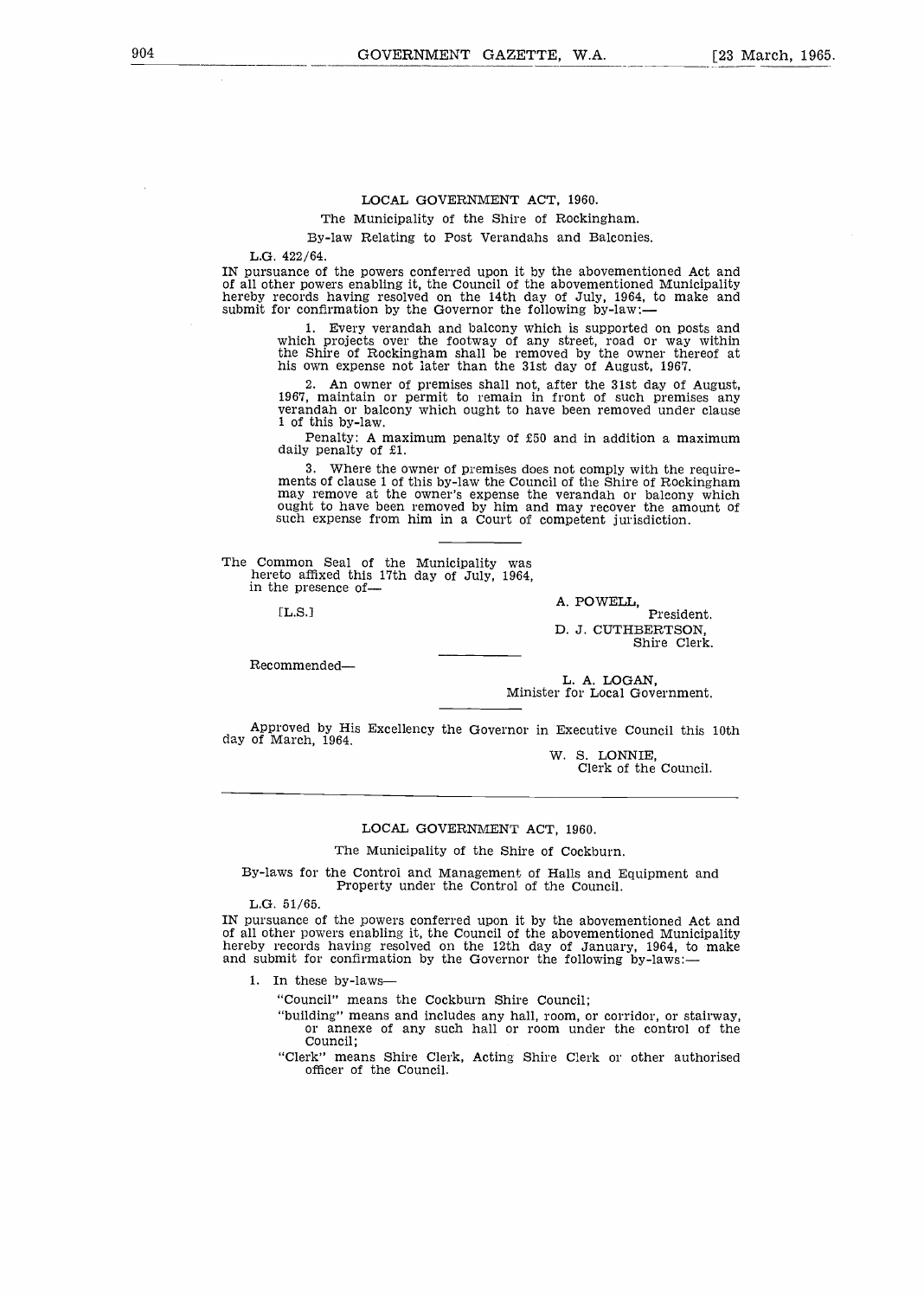## LOCAL GOVERNMENT ACT, 1960.

The Municipality of the Shire of Rockingham.

By-law Relating to Post Verandahs and Balconies.

L.G. 422/64.

IN pursuance of the powers conferred upon it by the abovementioned Act and of all other powers enabling it, the Council of the abovementioned Municipality hereby records having resolved on the 14th day of July, 1964, to make and submit for confirmation by the Governor the following by-law:—

1. Every verandah and balcony which is supported on posts and which projects over the footway of any street, road or way within the Shire of Rockingham shall be removed by the owner thereof at his own expense not later than the 31st day of August, 1967.

2. An owner of premises shall not, after the 31st day of August, 1967, maintain or permit to remain in front of such premises any verandah or balcony which ought to have been removed under clause 1 of this by-law.

Penalty: A maximum penalty of £50 and in addition a maximum daily penalty of £1.

3. Where the owner of premises does not comply with the requirements of clause 1 of this by-law the Council of the Shire of Rockingham may remove at the owner's expense the verandah or balcony which ought to have been removed by him and may recover the amount of such expense from him in a Court of competent jurisdiction.

---

The Common Seal of the Municipality was hereto affixed this 17th day of July, 1964, in the presence of—

[L.S.]

A. POWELL,
President.

D. J. CUTHBERTSON,
Shire Clerk.

---

Recommended—

L. A. LOGAN,
Minister for Local Government.

---

Approved by His Excellency the Governor in Executive Council this 10th day of March, 1964.

W. S. LONNIE,
Clerk of the Council.

---

## LOCAL GOVERNMENT ACT, 1960.

The Municipality of the Shire of Cockburn.

By-laws for the Control and Management of Halls and Equipment and Property under the Control of the Council.

L.G. 51/65.

IN pursuance of the powers conferred upon it by the abovementioned Act and of all other powers enabling it, the Council of the abovementioned Municipality hereby records having resolved on the 12th day of January, 1964, to make and submit for confirmation by the Governor the following by-laws:—

1. In these by-laws—

"Council" means the Cockburn Shire Council;

"building" means and includes any hall, room, or corridor, or stairway, or annexe of any such hall or room under the control of the Council;

"Clerk" means Shire Clerk, Acting Shire Clerk or other authorised officer of the Council.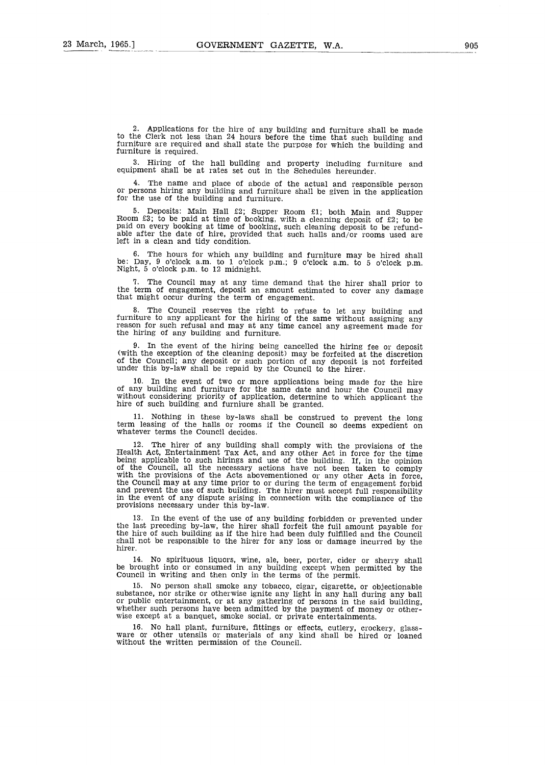2. Applications for the hire of any building and furniture shall be made to the Clerk not less than 24 hours before the time that such building and furniture are required and shall state the purpose for which the building and furniture is required.

3. Hiring of the hall building and property including furniture and equipment shall be at rates set out in the Schedules hereunder.

4. The name and place of abode of the actual and responsible person or persons hiring any building and furniture shall be given in the application for the use of the building and furniture.

5. Deposits: Main Hall £2; Supper Room £1; both Main and Supper Room £3; to be paid at time of booking, with a cleaning deposit of £2; to be paid on every booking at time of booking, such cleaning deposit to be refundable after the date of hire, provided that such halls and/or rooms used are left in a clean and tidy condition.

6. The hours for which any building and furniture may be hired shall be: Day, 9 o'clock a.m. to 1 o'clock p.m.; 9 o'clock a.m. to 5 o'clock p.m. Night, 5 o'clock p.m. to 12 midnight.

7. The Council may at any time demand that the hirer shall prior to the term of engagement, deposit an amount estimated to cover any damage that might occur during the term of engagement.

8. The Council reserves the right to refuse to let any building and furniture to any applicant for the hiring of the same without assigning any reason for such refusal and may at any time cancel any agreement made for the hiring of any building and furniture.

9. In the event of the hiring being cancelled the hiring fee or deposit (with the exception of the cleaning deposit) may be forfeited at the discretion of the Council; any deposit or such portion of any deposit is not forfeited under this by-law shall be repaid by the Council to the hirer.

10. In the event of two or more applications being made for the hire of any building and furniture for the same date and hour the Council may without considering priority of application, determine to which applicant the hire of such building and furniure shall be granted.

11. Nothing in these by-laws shall be construed to prevent the long term leasing of the halls or rooms if the Council so deems expedient on whatever terms the Council decides.

12. The hirer of any building shall comply with the provisions of the Health Act, Entertainment Tax Act, and any other Act in force for the time being applicable to such hirings and use of the building. If, in the opinion of the Council, all the necessary actions have not been taken to comply with the provisions of the Acts abovementioned or any other Acts in force, the Council may at any time prior to or during the term of engagement forbid and prevent the use of such building. The hirer must accept full responsibility in the event of any dispute arising in connection with the compliance of the provisions necessary under this by-law.

13. In the event of the use of any building forbidden or prevented under the last preceding by-law, the hirer shall forfeit the full amount payable for the hire of such building as if the hire had been duly fulfilled and the Council shall not be responsible to the hirer for any loss or damage incurred by the hirer.

14. No spirituous liquors, wine, ale, beer, porter, cider or sherry shall be brought into or consumed in any building except when permitted by the Council in writing and then only in the terms of the permit.

15. No person shall smoke any tobacco, cigar, cigarette, or objectionable substance, nor strike or otherwise ignite any light in any hall during any ball or public entertainment, or at any gathering of persons in the said building, whether such persons have been admitted by the payment of money or otherwise except at a banquet, smoke social, or private entertainments.

16. No hall plant, furniture, fittings or effects, cutlery, crockery, glassware or other utensils or materials of any kind shall be hired or loaned without the written permission of the Council.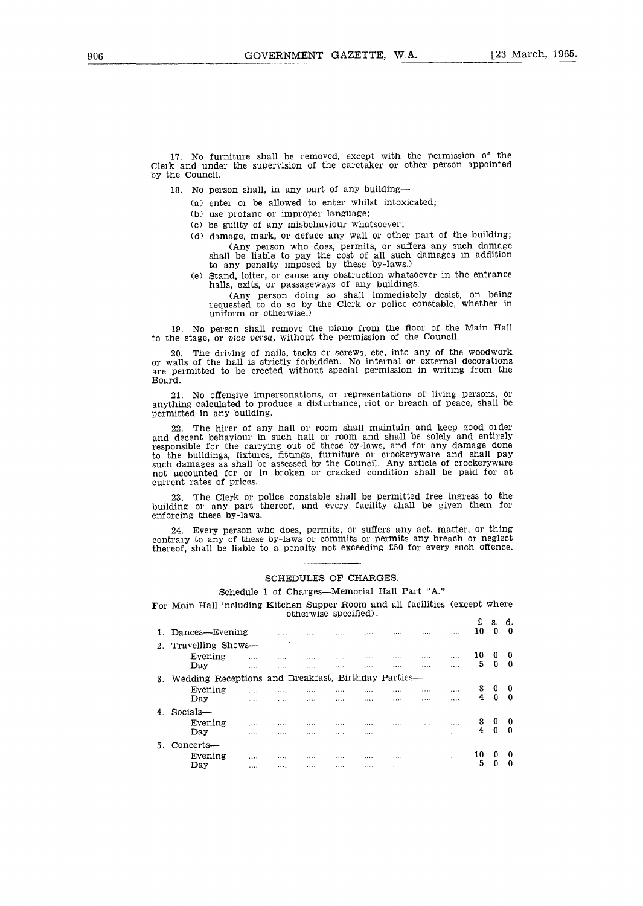17. No furniture shall be removed, except with the permission of the Clerk and under the supervision of the caretaker or other person appointed by the Council.

18. No person shall, in any part of any building—

(a) enter or be allowed to enter whilst intoxicated;

(b) use profane or improper language;

(c) be guilty of any misbehaviour whatsoever;

(d) damage, mark, or deface any wall or other part of the building;

(Any person who does, permits, or suffers any such damage shall be liable to pay the cost of all such damages in addition to any penalty imposed by these by-laws.)

(e) Stand, loiter, or cause any obstruction whatsoever in the entrance halls, exits, or passageways of any buildings.

(Any person doing so shall immediately desist, on being requested to do so by the Clerk or police constable, whether in uniform or otherwise.)

19. No person shall remove the piano from the floor of the Main Hall to the stage, or *vice versa*, without the permission of the Council.

20. The driving of nails, tacks or screws, etc, into any of the woodwork or walls of the hall is strictly forbidden. No internal or external decorations are permitted to be erected without special permission in writing from the Board.

21. No offensive impersonations, or representations of living persons, or anything calculated to produce a disturbance, riot or breach of peace, shall be permitted in any building.

22. The hirer of any hall or room shall maintain and keep good order and decent behaviour in such hall or room and shall be solely and entirely responsible for the carrying out of these by-laws, and for any damage done to the buildings, fixtures, fittings, furniture or crockeryware and shall pay such damages as shall be assessed by the Council. Any article of crockeryware not accounted for or in broken or cracked condition shall be paid for at current rates of prices.

23. The Clerk or police constable shall be permitted free ingress to the building or any part thereof, and every facility shall be given them for enforcing these by-laws.

24. Every person who does, permits, or suffers any act, matter, or thing contrary to any of these by-laws or commits or permits any breach or neglect thereof, shall be liable to a penalty not exceeding £50 for every such offence.

## SCHEDULES OF CHARGES.

Schedule 1 of Charges—Memorial Hall Part "A."

For Main Hall including Kitchen Supper Room and all facilities (except where otherwise specified).

| | £ | s. | d. |
|---|---|---|---|
| 1. Dances—Evening | 10 | 0 | 0 |
| 2. Travelling Shows— | | | |
| Evening | 10 | 0 | 0 |
| Day | 5 | 0 | 0 |
| 3. Wedding Receptions and Breakfast, Birthday Parties— | | | |
| Evening | 8 | 0 | 0 |
| Day | 4 | 0 | 0 |
| 4. Socials— | | | |
| Evening | 8 | 0 | 0 |
| Day | 4 | 0 | 0 |
| 5. Concerts— | | | |
| Evening | 10 | 0 | 0 |
| Day | 5 | 0 | 0 |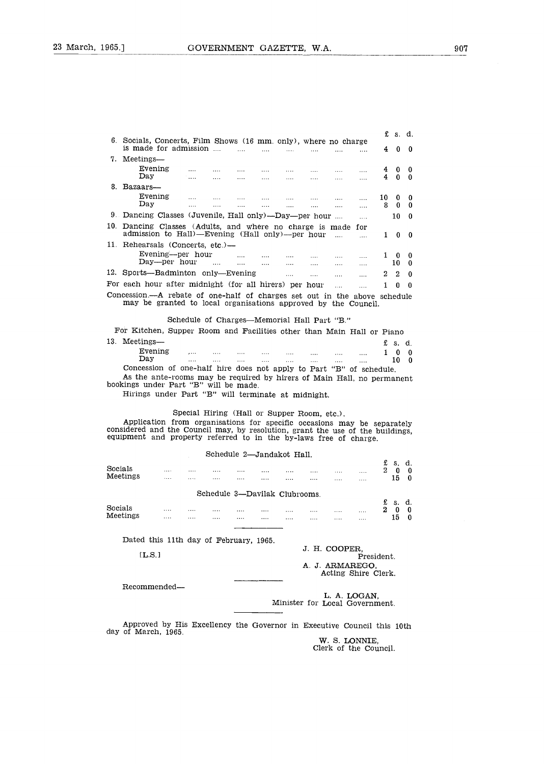| | £ | s. | d. |
|---|---|---|---|
| 6. Socials, Concerts, Film Shows (16 mm. only), where no charge is made for admission .... | 4 | 0 | 0 |
| 7. Meetings— | | | |
| Evening .... | 4 | 0 | 0 |
| Day .... | 4 | 0 | 0 |
| 8. Bazaars— | | | |
| Evening .... | 10 | 0 | 0 |
| Day .... | 8 | 0 | 0 |
| 9. Dancing Classes (Juvenile, Hall only)—Day—per hour .... | | 10 | 0 |
| 10. Dancing Classes (Adults, and where no charge is made for admission to Hall)—Evening (Hall only)—per hour .... | 1 | 0 | 0 |
| 11. Rehearsals (Concerts, etc.)— | | | |
| Evening—per hour .... | 1 | 0 | 0 |
| Day—per hour .... | | 10 | 0 |
| 12. Sports—Badminton only—Evening .... | 2 | 2 | 0 |
| For each hour after midnight (for all hirers) per hour .... | 1 | 0 | 0 |

Concession.—A rebate of one-half of charges set out in the above schedule may be granted to local organisations approved by the Council.

Schedule of Charges—Memorial Hall Part "B."

For Kitchen, Supper Room and Facilities other than Main Hall or Piano

| | £ | s. | d. |
|---|---|---|---|
| 13. Meetings— | | | |
| Evening .... | 1 | 0 | 0 |
| Day .... | | 10 | 0 |

Concession of one-half hire does not apply to Part "B" of schedule.

As the ante-rooms may be required by hirers of Main Hall, no permanent bookings under Part "B" will be made.

Hirings under Part "B" will terminate at midnight.

Special Hiring (Hall or Supper Room, etc.).

Application from organisations for specific occasions may be separately considered and the Council may, by resolution, grant the use of the buildings, equipment and property referred to in the by-laws free of charge.

Schedule 2—Jandakot Hall.

| | £ | s. | d. |
|---|---|---|---|
| Socials .... | 2 | 0 | 0 |
| Meetings .... | | 15 | 0 |

Schedule 3—Davilak Clubrooms.

| | £ | s. | d. |
|---|---|---|---|
| Socials .... | 2 | 0 | 0 |
| Meetings .... | | 15 | 0 |

Dated this 11th day of February, 1965.

[L.S.]

J. H. COOPER,
President.

A. J. ARMAREGO,
Acting Shire Clerk.

Recommended—

L. A. LOGAN,
Minister for Local Government.

Approved by His Excellency the Governor in Executive Council this 10th day of March, 1965.

W. S. LONNIE,
Clerk of the Council.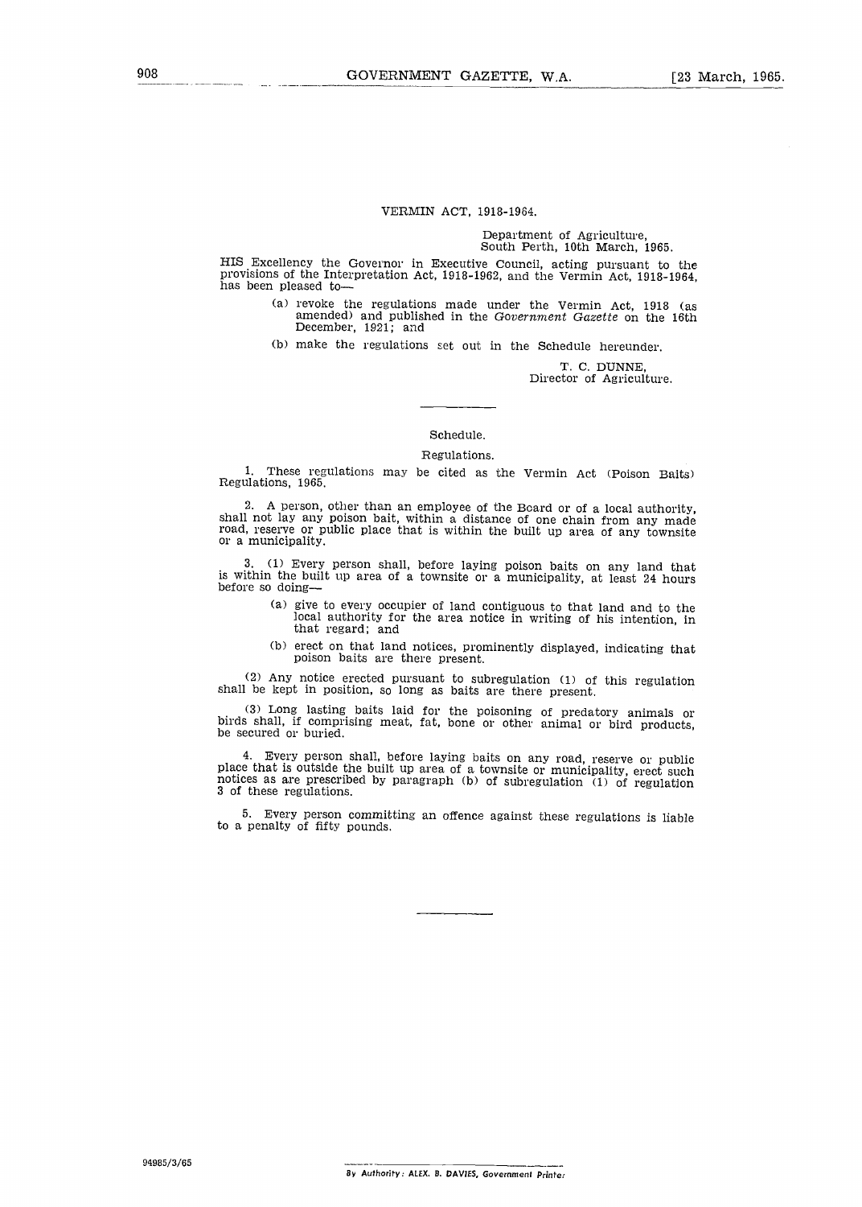## VERMIN ACT, 1918-1964.

Department of Agriculture,
South Perth, 10th March, 1965.

HIS Excellency the Governor in Executive Council, acting pursuant to the provisions of the Interpretation Act, 1918-1962, and the Vermin Act, 1918-1964, has been pleased to—

(a) revoke the regulations made under the Vermin Act, 1918 (as amended) and published in the *Government Gazette* on the 16th December, 1921; and

(b) make the regulations set out in the Schedule hereunder.

T. C. DUNNE,
Director of Agriculture.

---

### Schedule.

### Regulations.

1. These regulations may be cited as the Vermin Act (Poison Baits) Regulations, 1965.

2. A person, other than an employee of the Board or of a local authority, shall not lay any poison bait, within a distance of one chain from any made road, reserve or public place that is within the built up area of any townsite or a municipality.

3. (1) Every person shall, before laying poison baits on any land that is within the built up area of a townsite or a municipality, at least 24 hours before so doing—

(a) give to every occupier of land contiguous to that land and to the local authority for the area notice in writing of his intention, in that regard; and

(b) erect on that land notices, prominently displayed, indicating that poison baits are there present.

(2) Any notice erected pursuant to subregulation (1) of this regulation shall be kept in position, so long as baits are there present.

(3) Long lasting baits laid for the poisoning of predatory animals or birds shall, if comprising meat, fat, bone or other animal or bird products, be secured or buried.

4. Every person shall, before laying baits on any road, reserve or public place that is outside the built up area of a townsite or municipality, erect such notices as are prescribed by paragraph (b) of subregulation (1) of regulation 3 of these regulations.

5. Every person committing an offence against these regulations is liable to a penalty of fifty pounds.

---

94985/3/65

By Authority: ALEX. B. DAVIES, Government Printer